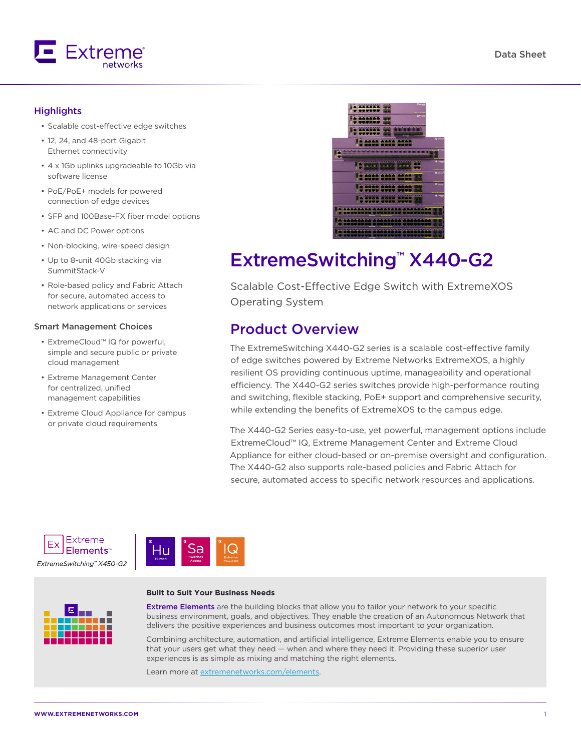Data Sheet

# ExtremeSwitching™ X440-G2

Scalable Cost-Effective Edge Switch with ExtremeXOS Operating System

## Highlights

- Scalable cost-effective edge switches
- 12, 24, and 48-port Gigabit Ethernet connectivity
- 4 x 1Gb uplinks upgradeable to 10Gb via software license
- PoE/PoE+ models for powered connection of edge devices
- SFP and 100Base-FX fiber model options
- AC and DC Power options
- Non-blocking, wire-speed design
- Up to 8-unit 40Gb stacking via SummitStack-V
- Role-based policy and Fabric Attach for secure, automated access to network applications or services

### Smart Management Choices

- ExtremeCloud™ IQ for powerful, simple and secure public or private cloud management
- Extreme Management Center for centralized, unified management capabilities
- Extreme Cloud Appliance for campus or private cloud requirements

## Product Overview

The ExtremeSwitching X440-G2 series is a scalable cost-effective family of edge switches powered by Extreme Networks ExtremeXOS, a highly resilient OS providing continuous uptime, manageability and operational efficiency. The X440-G2 series switches provide high-performance routing and switching, flexible stacking, PoE+ support and comprehensive security, while extending the benefits of ExtremeXOS to the campus edge.

The X440-G2 Series easy-to-use, yet powerful, management options include ExtremeCloud™ IQ, Extreme Management Center and Extreme Cloud Appliance for either cloud-based or on-premise oversight and configuration. The X440-G2 also supports role-based policies and Fabric Attach for secure, automated access to specific network resources and applications.

Ex Extreme Elements™

*ExtremeSwitching™ X450-G2*

Hu Human | Sa Switches Access | IQ Extreme Cloud IQ

### Built to Suit Your Business Needs

**Extreme Elements** are the building blocks that allow you to tailor your network to your specific business environment, goals, and objectives. They enable the creation of an Autonomous Network that delivers the positive experiences and business outcomes most important to your organization.

Combining architecture, automation, and artificial intelligence, Extreme Elements enable you to ensure that your users get what they need — when and where they need it. Providing these superior user experiences is as simple as mixing and matching the right elements.

Learn more at extremenetworks.com/elements.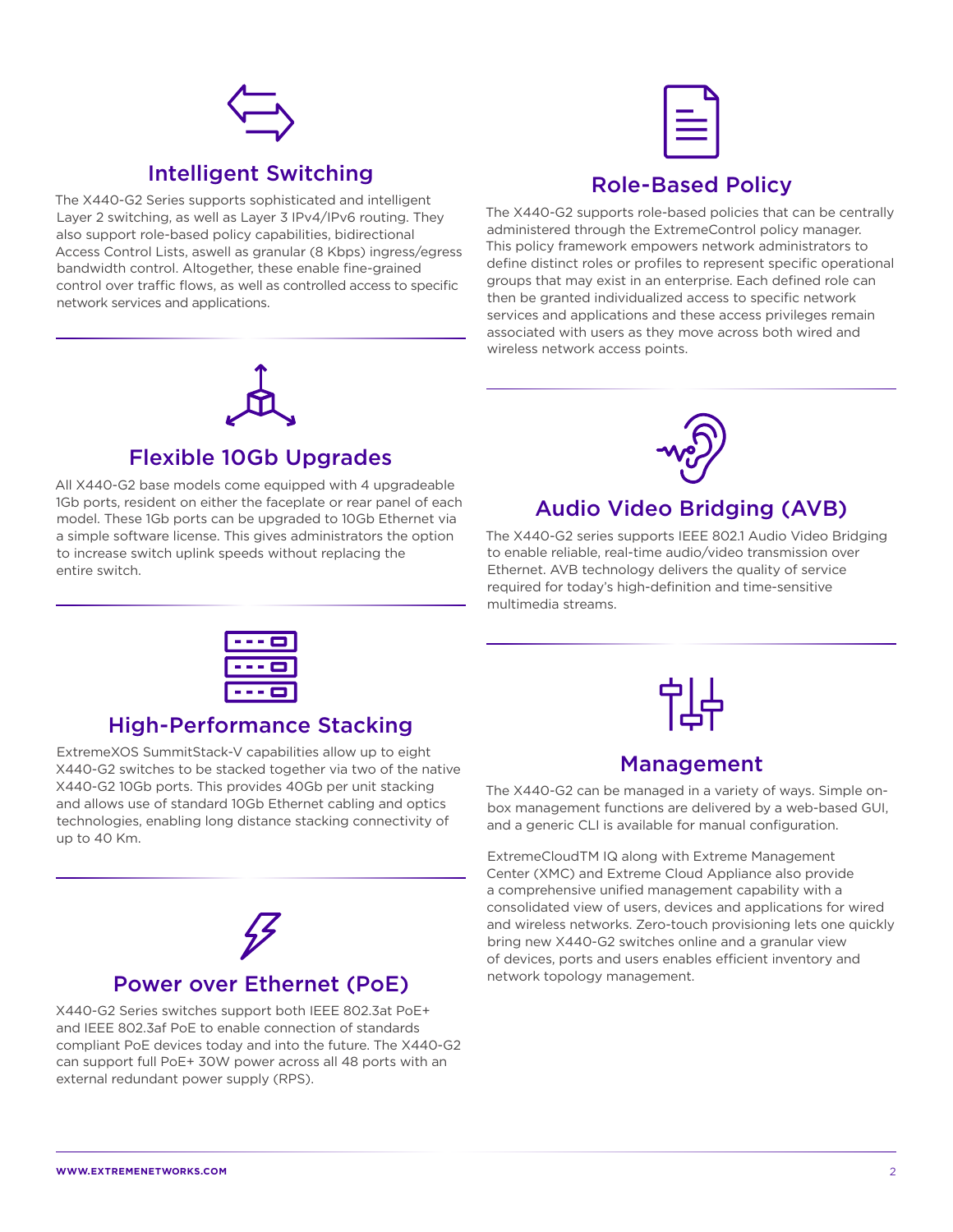## Intelligent Switching

The X440-G2 Series supports sophisticated and intelligent Layer 2 switching, as well as Layer 3 IPv4/IPv6 routing. They also support role-based policy capabilities, bidirectional Access Control Lists, aswell as granular (8 Kbps) ingress/egress bandwidth control. Altogether, these enable fine-grained control over traffic flows, as well as controlled access to specific network services and applications.

## Flexible 10Gb Upgrades

All X440-G2 base models come equipped with 4 upgradeable 1Gb ports, resident on either the faceplate or rear panel of each model. These 1Gb ports can be upgraded to 10Gb Ethernet via a simple software license. This gives administrators the option to increase switch uplink speeds without replacing the entire switch.

## High-Performance Stacking

ExtremeXOS SummitStack-V capabilities allow up to eight X440-G2 switches to be stacked together via two of the native X440-G2 10Gb ports. This provides 40Gb per unit stacking and allows use of standard 10Gb Ethernet cabling and optics technologies, enabling long distance stacking connectivity of up to 40 Km.

## Power over Ethernet (PoE)

X440-G2 Series switches support both IEEE 802.3at PoE+ and IEEE 802.3af PoE to enable connection of standards compliant PoE devices today and into the future. The X440-G2 can support full PoE+ 30W power across all 48 ports with an external redundant power supply (RPS).

## Role-Based Policy

The X440-G2 supports role-based policies that can be centrally administered through the ExtremeControl policy manager. This policy framework empowers network administrators to define distinct roles or profiles to represent specific operational groups that may exist in an enterprise. Each defined role can then be granted individualized access to specific network services and applications and these access privileges remain associated with users as they move across both wired and wireless network access points.

## Audio Video Bridging (AVB)

The X440-G2 series supports IEEE 802.1 Audio Video Bridging to enable reliable, real-time audio/video transmission over Ethernet. AVB technology delivers the quality of service required for today's high-definition and time-sensitive multimedia streams.

## Management

The X440-G2 can be managed in a variety of ways. Simple on-box management functions are delivered by a web-based GUI, and a generic CLI is available for manual configuration.

ExtremeCloudTM IQ along with Extreme Management Center (XMC) and Extreme Cloud Appliance also provide a comprehensive unified management capability with a consolidated view of users, devices and applications for wired and wireless networks. Zero-touch provisioning lets one quickly bring new X440-G2 switches online and a granular view of devices, ports and users enables efficient inventory and network topology management.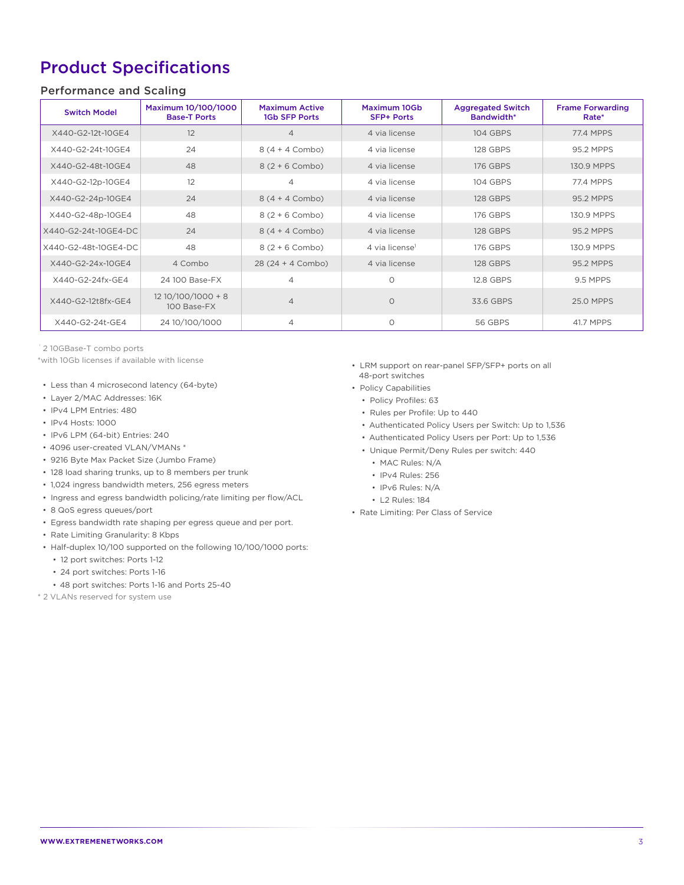# Product Specifications

## Performance and Scaling

| Switch Model | Maximum 10/100/1000 Base-T Ports | Maximum Active 1Gb SFP Ports | Maximum 10Gb SFP+ Ports | Aggregated Switch Bandwidth* | Frame Forwarding Rate* |
|---|---|---|---|---|---|
| X440-G2-12t-10GE4 | 12 | 4 | 4 via license | 104 GBPS | 77.4 MPPS |
| X440-G2-24t-10GE4 | 24 | 8 (4 + 4 Combo) | 4 via license | 128 GBPS | 95.2 MPPS |
| X440-G2-48t-10GE4 | 48 | 8 (2 + 6 Combo) | 4 via license | 176 GBPS | 130.9 MPPS |
| X440-G2-12p-10GE4 | 12 | 4 | 4 via license | 104 GBPS | 77.4 MPPS |
| X440-G2-24p-10GE4 | 24 | 8 (4 + 4 Combo) | 4 via license | 128 GBPS | 95.2 MPPS |
| X440-G2-48p-10GE4 | 48 | 8 (2 + 6 Combo) | 4 via license | 176 GBPS | 130.9 MPPS |
| X440-G2-24t-10GE4-DC | 24 | 8 (4 + 4 Combo) | 4 via license | 128 GBPS | 95.2 MPPS |
| X440-G2-48t-10GE4-DC | 48 | 8 (2 + 6 Combo) | 4 via license[1] | 176 GBPS | 130.9 MPPS |
| X440-G2-24x-10GE4 | 4 Combo | 28 (24 + 4 Combo) | 4 via license | 128 GBPS | 95.2 MPPS |
| X440-G2-24fx-GE4 | 24 100 Base-FX | 4 | 0 | 12.8 GBPS | 9.5 MPPS |
| X440-G2-12t8fx-GE4 | 12 10/100/1000 + 8 100 Base-FX | 4 | 0 | 33.6 GBPS | 25.0 MPPS |
| X440-G2-24t-GE4 | 24 10/100/1000 | 4 | 0 | 56 GBPS | 41.7 MPPS |

[1] 2 10GBase-T combo ports

*with 10Gb licenses if available with license

- Less than 4 microsecond latency (64-byte)
- Layer 2/MAC Addresses: 16K
- IPv4 LPM Entries: 480
- IPv4 Hosts: 1000
- IPv6 LPM (64-bit) Entries: 240
- 4096 user-created VLAN/VMANs *
- 9216 Byte Max Packet Size (Jumbo Frame)
- 128 load sharing trunks, up to 8 members per trunk
- 1,024 ingress bandwidth meters, 256 egress meters
- Ingress and egress bandwidth policing/rate limiting per flow/ACL
- 8 QoS egress queues/port
- Egress bandwidth rate shaping per egress queue and per port.
- Rate Limiting Granularity: 8 Kbps
- Half-duplex 10/100 supported on the following 10/100/1000 ports:
  - 12 port switches: Ports 1-12
  - 24 port switches: Ports 1-16
  - 48 port switches: Ports 1-16 and Ports 25-40

* 2 VLANs reserved for system use

- LRM support on rear-panel SFP/SFP+ ports on all 48-port switches
- Policy Capabilities
  - Policy Profiles: 63
  - Rules per Profile: Up to 440
  - Authenticated Policy Users per Switch: Up to 1,536
  - Authenticated Policy Users per Port: Up to 1,536
  - Unique Permit/Deny Rules per switch: 440
    - MAC Rules: N/A
    - IPv4 Rules: 256
    - IPv6 Rules: N/A
    - L2 Rules: 184
- Rate Limiting: Per Class of Service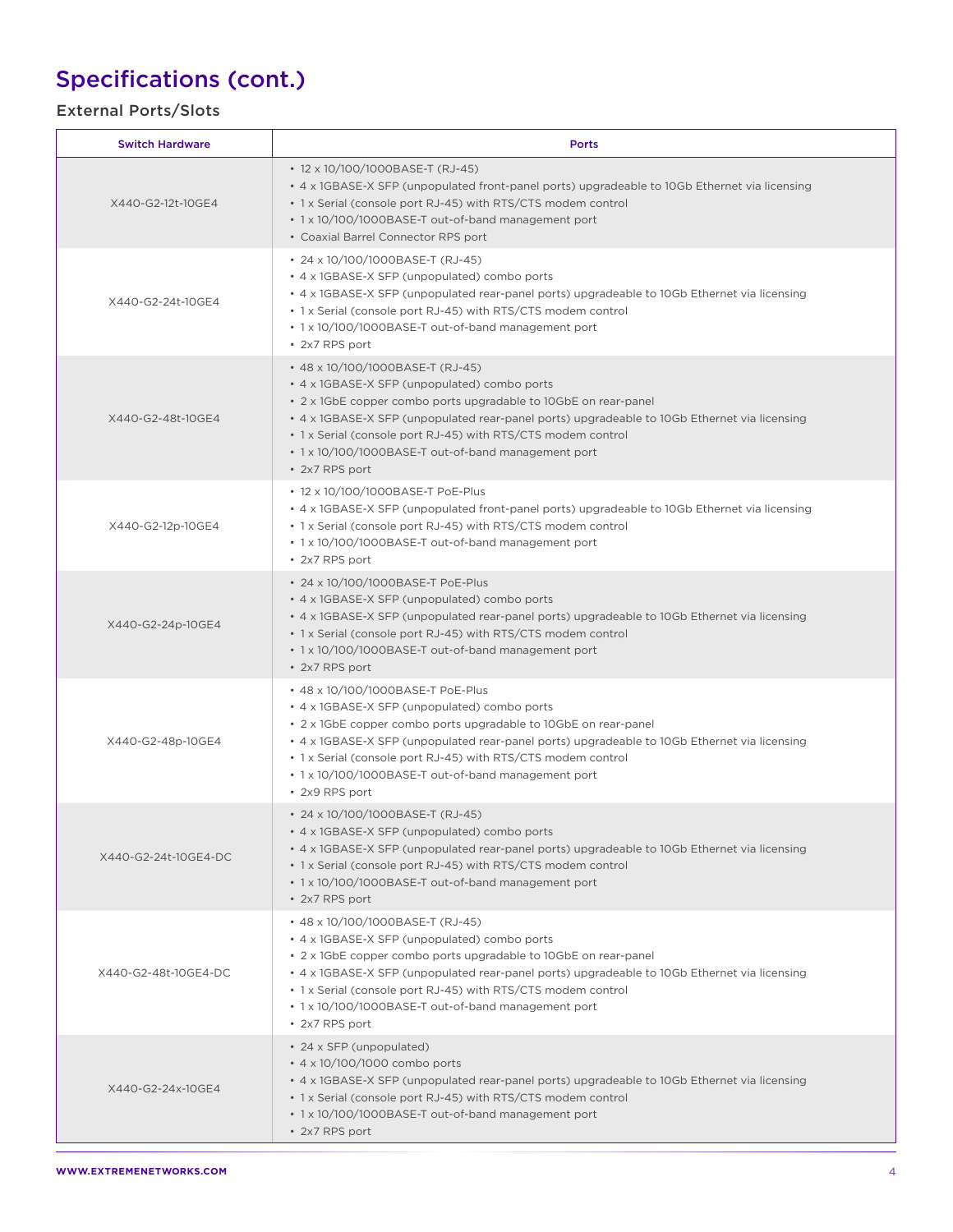## Specifications (cont.)

### External Ports/Slots

| Switch Hardware | Ports |
|---|---|
| X440-G2-12t-10GE4 | • 12 x 10/100/1000BASE-T (RJ-45)<br>• 4 x 1GBASE-X SFP (unpopulated front-panel ports) upgradeable to 10Gb Ethernet via licensing<br>• 1 x Serial (console port RJ-45) with RTS/CTS modem control<br>• 1 x 10/100/1000BASE-T out-of-band management port<br>• Coaxial Barrel Connector RPS port |
| X440-G2-24t-10GE4 | • 24 x 10/100/1000BASE-T (RJ-45)<br>• 4 x 1GBASE-X SFP (unpopulated) combo ports<br>• 4 x 1GBASE-X SFP (unpopulated rear-panel ports) upgradeable to 10Gb Ethernet via licensing<br>• 1 x Serial (console port RJ-45) with RTS/CTS modem control<br>• 1 x 10/100/1000BASE-T out-of-band management port<br>• 2x7 RPS port |
| X440-G2-48t-10GE4 | • 48 x 10/100/1000BASE-T (RJ-45)<br>• 4 x 1GBASE-X SFP (unpopulated) combo ports<br>• 2 x 1GbE copper combo ports upgradable to 10GbE on rear-panel<br>• 4 x 1GBASE-X SFP (unpopulated rear-panel ports) upgradeable to 10Gb Ethernet via licensing<br>• 1 x Serial (console port RJ-45) with RTS/CTS modem control<br>• 1 x 10/100/1000BASE-T out-of-band management port<br>• 2x7 RPS port |
| X440-G2-12p-10GE4 | • 12 x 10/100/1000BASE-T PoE-Plus<br>• 4 x 1GBASE-X SFP (unpopulated front-panel ports) upgradeable to 10Gb Ethernet via licensing<br>• 1 x Serial (console port RJ-45) with RTS/CTS modem control<br>• 1 x 10/100/1000BASE-T out-of-band management port<br>• 2x7 RPS port |
| X440-G2-24p-10GE4 | • 24 x 10/100/1000BASE-T PoE-Plus<br>• 4 x 1GBASE-X SFP (unpopulated) combo ports<br>• 4 x 1GBASE-X SFP (unpopulated rear-panel ports) upgradeable to 10Gb Ethernet via licensing<br>• 1 x Serial (console port RJ-45) with RTS/CTS modem control<br>• 1 x 10/100/1000BASE-T out-of-band management port<br>• 2x7 RPS port |
| X440-G2-48p-10GE4 | • 48 x 10/100/1000BASE-T PoE-Plus<br>• 4 x 1GBASE-X SFP (unpopulated) combo ports<br>• 2 x 1GbE copper combo ports upgradable to 10GbE on rear-panel<br>• 4 x 1GBASE-X SFP (unpopulated rear-panel ports) upgradeable to 10Gb Ethernet via licensing<br>• 1 x Serial (console port RJ-45) with RTS/CTS modem control<br>• 1 x 10/100/1000BASE-T out-of-band management port<br>• 2x9 RPS port |
| X440-G2-24t-10GE4-DC | • 24 x 10/100/1000BASE-T (RJ-45)<br>• 4 x 1GBASE-X SFP (unpopulated) combo ports<br>• 4 x 1GBASE-X SFP (unpopulated rear-panel ports) upgradeable to 10Gb Ethernet via licensing<br>• 1 x Serial (console port RJ-45) with RTS/CTS modem control<br>• 1 x 10/100/1000BASE-T out-of-band management port<br>• 2x7 RPS port |
| X440-G2-48t-10GE4-DC | • 48 x 10/100/1000BASE-T (RJ-45)<br>• 4 x 1GBASE-X SFP (unpopulated) combo ports<br>• 2 x 1GbE copper combo ports upgradable to 10GbE on rear-panel<br>• 4 x 1GBASE-X SFP (unpopulated rear-panel ports) upgradeable to 10Gb Ethernet via licensing<br>• 1 x Serial (console port RJ-45) with RTS/CTS modem control<br>• 1 x 10/100/1000BASE-T out-of-band management port<br>• 2x7 RPS port |
| X440-G2-24x-10GE4 | • 24 x SFP (unpopulated)<br>• 4 x 10/100/1000 combo ports<br>• 4 x 1GBASE-X SFP (unpopulated rear-panel ports) upgradeable to 10Gb Ethernet via licensing<br>• 1 x Serial (console port RJ-45) with RTS/CTS modem control<br>• 1 x 10/100/1000BASE-T out-of-band management port<br>• 2x7 RPS port |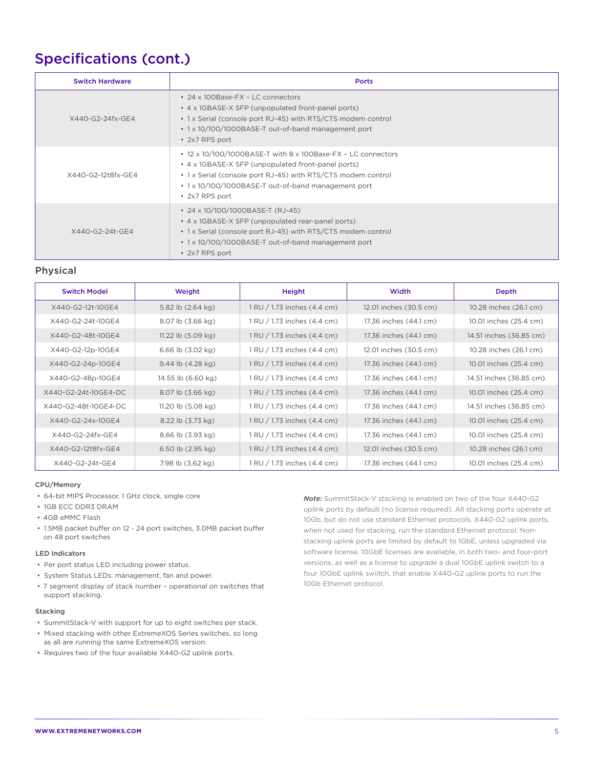## Specifications (cont.)

| Switch Hardware | Ports |
|---|---|
| X440-G2-24fx-GE4 | • 24 x 100Base-FX – LC connectors<br>• 4 x 1GBASE-X SFP (unpopulated front-panel ports)<br>• 1 x Serial (console port RJ-45) with RTS/CTS modem control<br>• 1 x 10/100/1000BASE-T out-of-band management port<br>• 2x7 RPS port |
| X440-G2-12t8fx-GE4 | • 12 x 10/100/1000BASE-T with 8 x 100Base-FX – LC connectors<br>• 4 x 1GBASE-X SFP (unpopulated front-panel ports)<br>• 1 x Serial (console port RJ-45) with RTS/CTS modem control<br>• 1 x 10/100/1000BASE-T out-of-band management port<br>• 2x7 RPS port |
| X440-G2-24t-GE4 | • 24 x 10/100/1000BASE-T (RJ-45)<br>• 4 x 1GBASE-X SFP (unpopulated rear-panel ports)<br>• 1 x Serial (console port RJ-45) with RTS/CTS modem control<br>• 1 x 10/100/1000BASE-T out-of-band management port<br>• 2x7 RPS port |

### Physical

| Switch Model | Weight | Height | Width | Depth |
|---|---|---|---|---|
| X440-G2-12t-10GE4 | 5.82 lb (2.64 kg) | 1 RU / 1.73 inches (4.4 cm) | 12.01 inches (30.5 cm) | 10.28 inches (26.1 cm) |
| X440-G2-24t-10GE4 | 8.07 lb (3.66 kg) | 1 RU / 1.73 inches (4.4 cm) | 17.36 inches (44.1 cm) | 10.01 inches (25.4 cm) |
| X440-G2-48t-10GE4 | 11.22 lb (5.09 kg) | 1 RU / 1.73 inches (4.4 cm) | 17.36 inches (44.1 cm) | 14.51 inches (36.85 cm) |
| X440-G2-12p-10GE4 | 6.66 lb (3.02 kg) | 1 RU / 1.73 inches (4.4 cm) | 12.01 inches (30.5 cm) | 10.28 inches (26.1 cm) |
| X440-G2-24p-10GE4 | 9.44 lb (4.28 kg) | 1 RU / 1.73 inches (4.4 cm) | 17.36 inches (44.1 cm) | 10.01 inches (25.4 cm) |
| X440-G2-48p-10GE4 | 14.55 lb (6.60 kg) | 1 RU / 1.73 inches (4.4 cm) | 17.36 inches (44.1 cm) | 14.51 inches (36.85 cm) |
| X440-G2-24t-10GE4-DC | 8.07 lb (3.66 kg) | 1 RU / 1.73 inches (4.4 cm) | 17.36 inches (44.1 cm) | 10.01 inches (25.4 cm) |
| X440-G2-48t-10GE4-DC | 11.20 lb (5.08 kg) | 1 RU / 1.73 inches (4.4 cm) | 17.36 inches (44.1 cm) | 14.51 inches (36.85 cm) |
| X440-G2-24x-10GE4 | 8.22 lb (3.73 kg) | 1 RU / 1.73 inches (4.4 cm) | 17.36 inches (44.1 cm) | 10.01 inches (25.4 cm) |
| X440-G2-24fx-GE4 | 8.66 lb (3.93 kg) | 1 RU / 1.73 inches (4.4 cm) | 17.36 inches (44.1 cm) | 10.01 inches (25.4 cm) |
| X440-G2-12t8fx-GE4 | 6.50 lb (2.95 kg) | 1 RU / 1.73 inches (4.4 cm) | 12.01 inches (30.5 cm) | 10.28 inches (26.1 cm) |
| X440-G2-24t-GE4 | 7.98 lb (3.62 kg) | 1 RU / 1.73 inches (4.4 cm) | 17.36 inches (44.1 cm) | 10.01 inches (25.4 cm) |

#### CPU/Memory

- 64-bit MIPS Processor, 1 GHz clock, single core
- 1GB ECC DDR3 DRAM
- 4GB eMMC Flash
- 1.5MB packet buffer on 12 - 24 port switches, 3.0MB packet buffer on 48 port switches

#### LED Indicators

- Per port status LED including power status.
- System Status LEDs: management, fan and power.
- 7 segment display of stack number – operational on switches that support stacking.

#### Stacking

- SummitStack-V with support for up to eight switches per stack.
- Mixed stacking with other ExtremeXOS Series switches, so long as all are running the same ExtremeXOS version.
- Requires two of the four available X440-G2 uplink ports.

***Note:*** SummitStack-V stacking is enabled on two of the four X440-G2 uplink ports by default (no license required). All stacking ports operate at 10Gb, but do not use standard Ethernet protocols. X440-G2 uplink ports, when not used for stacking, run the standard Ethernet protocol. Non-stacking uplink ports are limited by default to 1GbE, unless upgraded via software license. 10GbE licenses are available, in both two- and four-port versions, as well as a license to upgrade a dual 10GbE uplink switch to a four 10GbE uplink swiitch, that enable X440-G2 uplink ports to run the 10Gb Ethernet protocol.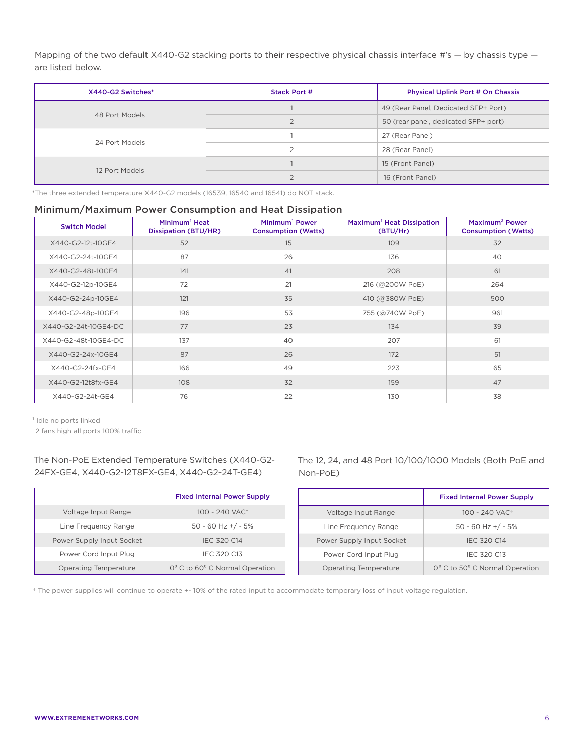Mapping of the two default X440-G2 stacking ports to their respective physical chassis interface #'s — by chassis type — are listed below.

| X440-G2 Switches* | Stack Port # | Physical Uplink Port # On Chassis |
|---|---|---|
| 48 Port Models | 1 | 49 (Rear Panel, Dedicated SFP+ Port) |
| | 2 | 50 (rear panel, dedicated SFP+ port) |
| 24 Port Models | 1 | 27 (Rear Panel) |
| | 2 | 28 (Rear Panel) |
| 12 Port Models | 1 | 15 (Front Panel) |
| | 2 | 16 (Front Panel) |

*The three extended temperature X440-G2 models (16539, 16540 and 16541) do NOT stack.

## Minimum/Maximum Power Consumption and Heat Dissipation

| Switch Model | Minimum[1] Heat Dissipation (BTU/HR) | Minimum[1] Power Consumption (Watts) | Maximum[1] Heat Dissipation (BTU/Hr) | Maximum[2] Power Consumption (Watts) |
|---|---|---|---|---|
| X440-G2-12t-10GE4 | 52 | 15 | 109 | 32 |
| X440-G2-24t-10GE4 | 87 | 26 | 136 | 40 |
| X440-G2-48t-10GE4 | 141 | 41 | 208 | 61 |
| X440-G2-12p-10GE4 | 72 | 21 | 216 (@200W PoE) | 264 |
| X440-G2-24p-10GE4 | 121 | 35 | 410 (@380W PoE) | 500 |
| X440-G2-48p-10GE4 | 196 | 53 | 755 (@740W PoE) | 961 |
| X440-G2-24t-10GE4-DC | 77 | 23 | 134 | 39 |
| X440-G2-48t-10GE4-DC | 137 | 40 | 207 | 61 |
| X440-G2-24x-10GE4 | 87 | 26 | 172 | 51 |
| X440-G2-24fx-GE4 | 166 | 49 | 223 | 65 |
| X440-G2-12t8fx-GE4 | 108 | 32 | 159 | 47 |
| X440-G2-24t-GE4 | 76 | 22 | 130 | 38 |

[1] Idle no ports linked

2 fans high all ports 100% traffic

The Non-PoE Extended Temperature Switches (X440-G2-24FX-GE4, X440-G2-12T8FX-GE4, X440-G2-24T-GE4)

| | Fixed Internal Power Supply |
|---|---|
| Voltage Input Range | 100 - 240 VAC† |
| Line Frequency Range | 50 - 60 Hz +/ - 5% |
| Power Supply Input Socket | IEC 320 C14 |
| Power Cord Input Plug | IEC 320 C13 |
| Operating Temperature | 0° C to 60° C Normal Operation |

The 12, 24, and 48 Port 10/100/1000 Models (Both PoE and Non-PoE)

| | Fixed Internal Power Supply |
|---|---|
| Voltage Input Range | 100 - 240 VAC† |
| Line Frequency Range | 50 - 60 Hz +/ - 5% |
| Power Supply Input Socket | IEC 320 C14 |
| Power Cord Input Plug | IEC 320 C13 |
| Operating Temperature | 0° C to 50° C Normal Operation |

† The power supplies will continue to operate +- 10% of the rated input to accommodate temporary loss of input voltage regulation.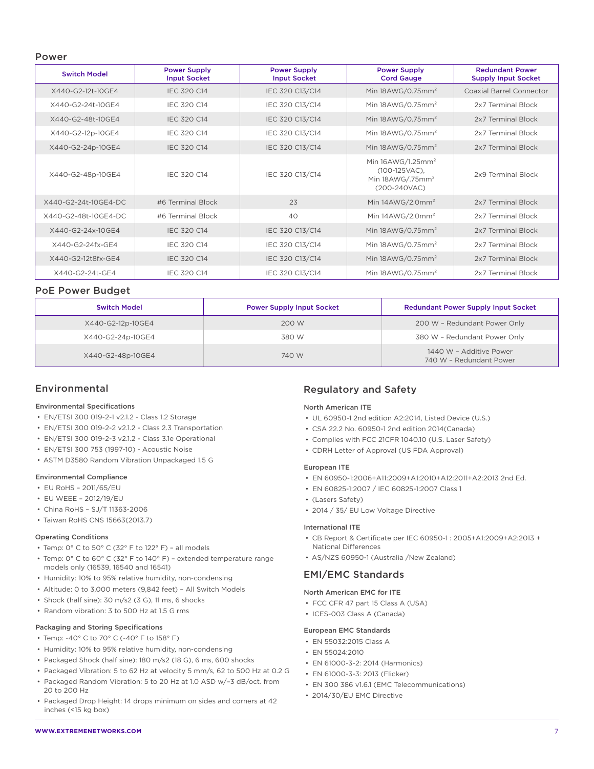## Power

| Switch Model | Power Supply Input Socket | Power Supply Input Socket | Power Supply Cord Gauge | Redundant Power Supply Input Socket |
|---|---|---|---|---|
| X440-G2-12t-10GE4 | IEC 320 C14 | IEC 320 C13/C14 | Min 18AWG/0.75mm$^2$ | Coaxial Barrel Connector |
| X440-G2-24t-10GE4 | IEC 320 C14 | IEC 320 C13/C14 | Min 18AWG/0.75mm$^2$ | 2x7 Terminal Block |
| X440-G2-48t-10GE4 | IEC 320 C14 | IEC 320 C13/C14 | Min 18AWG/0.75mm$^2$ | 2x7 Terminal Block |
| X440-G2-12p-10GE4 | IEC 320 C14 | IEC 320 C13/C14 | Min 18AWG/0.75mm$^2$ | 2x7 Terminal Block |
| X440-G2-24p-10GE4 | IEC 320 C14 | IEC 320 C13/C14 | Min 18AWG/0.75mm$^2$ | 2x7 Terminal Block |
| X440-G2-48p-10GE4 | IEC 320 C14 | IEC 320 C13/C14 | Min 16AWG/1.25mm$^2$ (100-125VAC), Min 18AWG/.75mm$^2$ (200-240VAC) | 2x9 Terminal Block |
| X440-G2-24t-10GE4-DC | #6 Terminal Block | 23 | Min 14AWG/2.0mm$^2$ | 2x7 Terminal Block |
| X440-G2-48t-10GE4-DC | #6 Terminal Block | 40 | Min 14AWG/2.0mm$^2$ | 2x7 Terminal Block |
| X440-G2-24x-10GE4 | IEC 320 C14 | IEC 320 C13/C14 | Min 18AWG/0.75mm$^2$ | 2x7 Terminal Block |
| X440-G2-24fx-GE4 | IEC 320 C14 | IEC 320 C13/C14 | Min 18AWG/0.75mm$^2$ | 2x7 Terminal Block |
| X440-G2-12t8fx-GE4 | IEC 320 C14 | IEC 320 C13/C14 | Min 18AWG/0.75mm$^2$ | 2x7 Terminal Block |
| X440-G2-24t-GE4 | IEC 320 C14 | IEC 320 C13/C14 | Min 18AWG/0.75mm$^2$ | 2x7 Terminal Block |

## PoE Power Budget

| Switch Model | Power Supply Input Socket | Redundant Power Supply Input Socket |
|---|---|---|
| X440-G2-12p-10GE4 | 200 W | 200 W – Redundant Power Only |
| X440-G2-24p-10GE4 | 380 W | 380 W – Redundant Power Only |
| X440-G2-48p-10GE4 | 740 W | 1440 W – Additive Power<br>740 W – Redundant Power |

## Environmental

### Environmental Specifications

- EN/ETSI 300 019-2-1 v2.1.2 - Class 1.2 Storage
- EN/ETSI 300 019-2-2 v2.1.2 - Class 2.3 Transportation
- EN/ETSI 300 019-2-3 v2.1.2 - Class 3.1e Operational
- EN/ETSI 300 753 (1997-10) - Acoustic Noise
- ASTM D3580 Random Vibration Unpackaged 1.5 G

### Environmental Compliance

- EU RoHS – 2011/65/EU
- EU WEEE – 2012/19/EU
- China RoHS – SJ/T 11363-2006
- Taiwan RoHS CNS 15663(2013.7)

### Operating Conditions

- Temp: 0° C to 50° C (32° F to 122° F) – all models
- Temp: 0° C to 60° C (32° F to 140° F) – extended temperature range models only (16539, 16540 and 16541)
- Humidity: 10% to 95% relative humidity, non-condensing
- Altitude: 0 to 3,000 meters (9,842 feet) – All Switch Models
- Shock (half sine): 30 m/s2 (3 G), 11 ms, 6 shocks
- Random vibration: 3 to 500 Hz at 1.5 G rms

### Packaging and Storing Specifications

- Temp: -40° C to 70° C (-40° F to 158° F)
- Humidity: 10% to 95% relative humidity, non-condensing
- Packaged Shock (half sine): 180 m/s2 (18 G), 6 ms, 600 shocks
- Packaged Vibration: 5 to 62 Hz at velocity 5 mm/s, 62 to 500 Hz at 0.2 G
- Packaged Random Vibration: 5 to 20 Hz at 1.0 ASD w/–3 dB/oct. from 20 to 200 Hz
- Packaged Drop Height: 14 drops minimum on sides and corners at 42 inches (<15 kg box)

## Regulatory and Safety

### North American ITE

- UL 60950-1 2nd edition A2:2014, Listed Device (U.S.)
- CSA 22.2 No. 60950-1 2nd edition 2014(Canada)
- Complies with FCC 21CFR 1040.10 (U.S. Laser Safety)
- CDRH Letter of Approval (US FDA Approval)

### European ITE

- EN 60950-1:2006+A11:2009+A1:2010+A12:2011+A2:2013 2nd Ed.
- EN 60825-1:2007 / IEC 60825-1:2007 Class 1
- (Lasers Safety)
- 2014 / 35/ EU Low Voltage Directive

### International ITE

- CB Report & Certificate per IEC 60950-1 : 2005+A1:2009+A2:2013 + National Differences
- AS/NZS 60950-1 (Australia /New Zealand)

## EMI/EMC Standards

### North American EMC for ITE

- FCC CFR 47 part 15 Class A (USA)
- ICES-003 Class A (Canada)

### European EMC Standards

- EN 55032:2015 Class A
- EN 55024:2010
- EN 61000-3-2: 2014 (Harmonics)
- EN 61000-3-3: 2013 (Flicker)
- EN 300 386 v1.6.1 (EMC Telecommunications)
- 2014/30/EU EMC Directive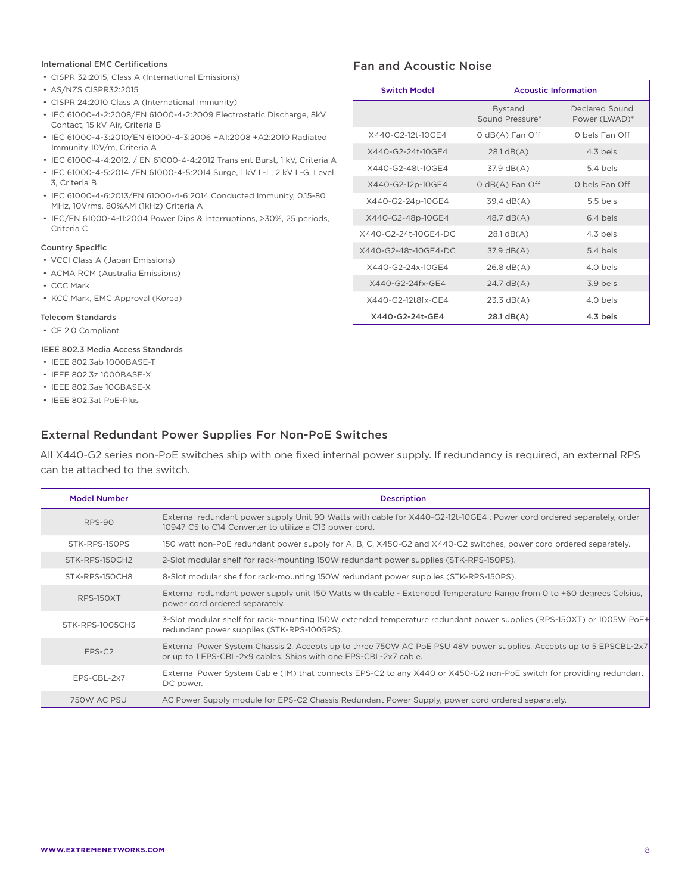#### International EMC Certifications

- CISPR 32:2015, Class A (International Emissions)
- AS/NZS CISPR32:2015
- CISPR 24:2010 Class A (International Immunity)
- IEC 61000-4-2:2008/EN 61000-4-2:2009 Electrostatic Discharge, 8kV Contact, 15 kV Air, Criteria B
- IEC 61000-4-3:2010/EN 61000-4-3:2006 +A1:2008 +A2:2010 Radiated Immunity 10V/m, Criteria A
- IEC 61000-4-4:2012. / EN 61000-4-4:2012 Transient Burst, 1 kV, Criteria A
- IEC 61000-4-5:2014 /EN 61000-4-5:2014 Surge, 1 kV L-L, 2 kV L-G, Level 3, Criteria B
- IEC 61000-4-6:2013/EN 61000-4-6:2014 Conducted Immunity, 0.15-80 MHz, 10Vrms, 80%AM (1kHz) Criteria A
- IEC/EN 61000-4-11:2004 Power Dips & Interruptions, >30%, 25 periods, Criteria C

#### Country Specific

- VCCI Class A (Japan Emissions)
- ACMA RCM (Australia Emissions)
- CCC Mark
- KCC Mark, EMC Approval (Korea)

#### Telecom Standards

- CE 2.0 Compliant

#### IEEE 802.3 Media Access Standards

- IEEE 802.3ab 1000BASE-T
- IEEE 802.3z 1000BASE-X
- IEEE 802.3ae 10GBASE-X
- IEEE 802.3at PoE-Plus

## Fan and Acoustic Noise

| Switch Model | Acoustic Information | |
|---|---|---|
| | Bystand Sound Pressure* | Declared Sound Power (LWAD)* |
| X440-G2-12t-10GE4 | 0 dB(A) Fan Off | 0 bels Fan Off |
| X440-G2-24t-10GE4 | 28.1 dB(A) | 4.3 bels |
| X440-G2-48t-10GE4 | 37.9 dB(A) | 5.4 bels |
| X440-G2-12p-10GE4 | 0 dB(A) Fan Off | 0 bels Fan Off |
| X440-G2-24p-10GE4 | 39.4 dB(A) | 5.5 bels |
| X440-G2-48p-10GE4 | 48.7 dB(A) | 6.4 bels |
| X440-G2-24t-10GE4-DC | 28.1 dB(A) | 4.3 bels |
| X440-G2-48t-10GE4-DC | 37.9 dB(A) | 5.4 bels |
| X440-G2-24x-10GE4 | 26.8 dB(A) | 4.0 bels |
| X440-G2-24fx-GE4 | 24.7 dB(A) | 3.9 bels |
| X440-G2-12t8fx-GE4 | 23.3 dB(A) | 4.0 bels |
| **X440-G2-24t-GE4** | **28.1 dB(A)** | **4.3 bels** |

## External Redundant Power Supplies For Non-PoE Switches

All X440-G2 series non-PoE switches ship with one fixed internal power supply. If redundancy is required, an external RPS can be attached to the switch.

| Model Number | Description |
|---|---|
| RPS-90 | External redundant power supply Unit 90 Watts with cable for X440-G2-12t-10GE4 , Power cord ordered separately, order 10947 C5 to C14 Converter to utilize a C13 power cord. |
| STK-RPS-150PS | 150 watt non-PoE redundant power supply for A, B, C, X450-G2 and X440-G2 switches, power cord ordered separately. |
| STK-RPS-150CH2 | 2-Slot modular shelf for rack-mounting 150W redundant power supplies (STK-RPS-150PS). |
| STK-RPS-150CH8 | 8-Slot modular shelf for rack-mounting 150W redundant power supplies (STK-RPS-150PS). |
| RPS-150XT | External redundant power supply unit 150 Watts with cable - Extended Temperature Range from 0 to +60 degrees Celsius, power cord ordered separately. |
| STK-RPS-1005CH3 | 3-Slot modular shelf for rack-mounting 150W extended temperature redundant power supplies (RPS-150XT) or 1005W PoE+ redundant power supplies (STK-RPS-1005PS). |
| EPS-C2 | External Power System Chassis 2. Accepts up to three 750W AC PoE PSU 48V power supplies. Accepts up to 5 EPSCBL-2x7 or up to 1 EPS-CBL-2x9 cables. Ships with one EPS-CBL-2x7 cable. |
| EPS-CBL-2x7 | External Power System Cable (1M) that connects EPS-C2 to any X440 or X450-G2 non-PoE switch for providing redundant DC power. |
| 750W AC PSU | AC Power Supply module for EPS-C2 Chassis Redundant Power Supply, power cord ordered separately. |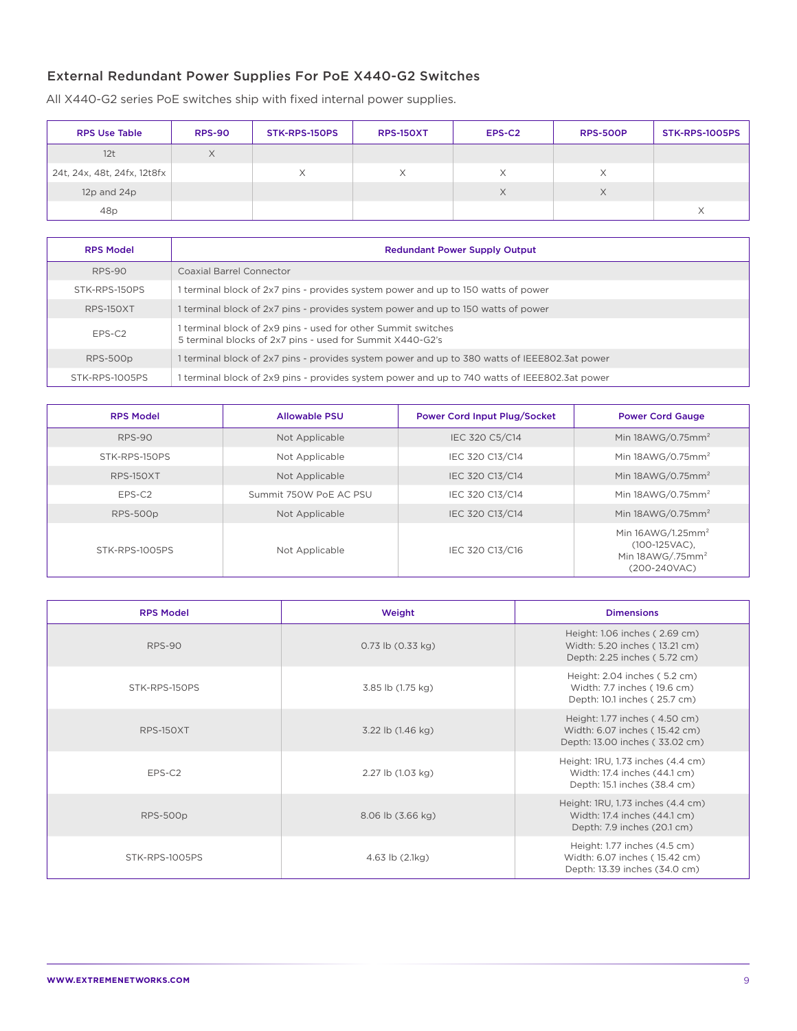## External Redundant Power Supplies For PoE X440-G2 Switches

All X440-G2 series PoE switches ship with fixed internal power supplies.

| RPS Use Table | RPS-90 | STK-RPS-150PS | RPS-150XT | EPS-C2 | RPS-500P | STK-RPS-1005PS |
|---|---|---|---|---|---|---|
| 12t | X | | | | | |
| 24t, 24x, 48t, 24fx, 12t8fx | | X | X | X | X | |
| 12p and 24p | | | | X | X | |
| 48p | | | | | | X |

| RPS Model | Redundant Power Supply Output |
|---|---|
| RPS-90 | Coaxial Barrel Connector |
| STK-RPS-150PS | 1 terminal block of 2x7 pins - provides system power and up to 150 watts of power |
| RPS-150XT | 1 terminal block of 2x7 pins - provides system power and up to 150 watts of power |
| EPS-C2 | 1 terminal block of 2x9 pins - used for other Summit switches<br>5 terminal blocks of 2x7 pins - used for Summit X440-G2's |
| RPS-500p | 1 terminal block of 2x7 pins - provides system power and up to 380 watts of IEEE802.3at power |
| STK-RPS-1005PS | 1 terminal block of 2x9 pins - provides system power and up to 740 watts of IEEE802.3at power |

| RPS Model | Allowable PSU | Power Cord Input Plug/Socket | Power Cord Gauge |
|---|---|---|---|
| RPS-90 | Not Applicable | IEC 320 C5/C14 | Min 18AWG/0.75mm$^2$ |
| STK-RPS-150PS | Not Applicable | IEC 320 C13/C14 | Min 18AWG/0.75mm$^2$ |
| RPS-150XT | Not Applicable | IEC 320 C13/C14 | Min 18AWG/0.75mm$^2$ |
| EPS-C2 | Summit 750W PoE AC PSU | IEC 320 C13/C14 | Min 18AWG/0.75mm$^2$ |
| RPS-500p | Not Applicable | IEC 320 C13/C14 | Min 18AWG/0.75mm$^2$ |
| STK-RPS-1005PS | Not Applicable | IEC 320 C13/C16 | Min 16AWG/1.25mm$^2$ (100-125VAC), Min 18AWG/.75mm$^2$ (200-240VAC) |

| RPS Model | Weight | Dimensions |
|---|---|---|
| RPS-90 | 0.73 lb (0.33 kg) | Height: 1.06 inches ( 2.69 cm)<br>Width: 5.20 inches ( 13.21 cm)<br>Depth: 2.25 inches ( 5.72 cm) |
| STK-RPS-150PS | 3.85 lb (1.75 kg) | Height: 2.04 inches ( 5.2 cm)<br>Width: 7.7 inches ( 19.6 cm)<br>Depth: 10.1 inches ( 25.7 cm) |
| RPS-150XT | 3.22 lb (1.46 kg) | Height: 1.77 inches ( 4.50 cm)<br>Width: 6.07 inches ( 15.42 cm)<br>Depth: 13.00 inches ( 33.02 cm) |
| EPS-C2 | 2.27 lb (1.03 kg) | Height: 1RU, 1.73 inches (4.4 cm)<br>Width: 17.4 inches (44.1 cm)<br>Depth: 15.1 inches (38.4 cm) |
| RPS-500p | 8.06 lb (3.66 kg) | Height: 1RU, 1.73 inches (4.4 cm)<br>Width: 17.4 inches (44.1 cm)<br>Depth: 7.9 inches (20.1 cm) |
| STK-RPS-1005PS | 4.63 lb (2.1kg) | Height: 1.77 inches (4.5 cm)<br>Width: 6.07 inches ( 15.42 cm)<br>Depth: 13.39 inches (34.0 cm) |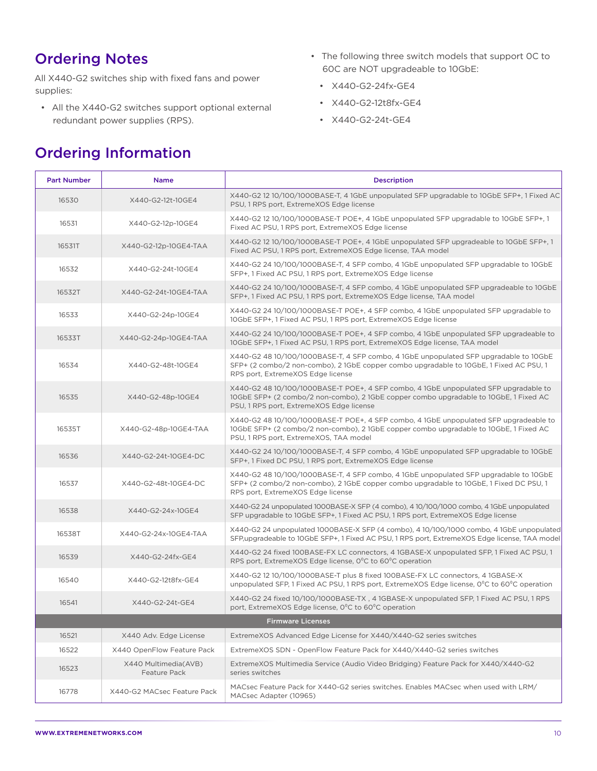## Ordering Notes

All X440-G2 switches ship with fixed fans and power supplies:

- All the X440-G2 switches support optional external redundant power supplies (RPS).
- The following three switch models that support 0C to 60C are NOT upgradeable to 10GbE:
  - X440-G2-24fx-GE4
  - X440-G2-12t8fx-GE4
  - X440-G2-24t-GE4

## Ordering Information

| Part Number | Name | Description |
|---|---|---|
| 16530 | X440-G2-12t-10GE4 | X440-G2 12 10/100/1000BASE-T, 4 1GbE unpopulated SFP upgradable to 10GbE SFP+, 1 Fixed AC PSU, 1 RPS port, ExtremeXOS Edge license |
| 16531 | X440-G2-12p-10GE4 | X440-G2 12 10/100/1000BASE-T POE+, 4 1GbE unpopulated SFP upgradable to 10GbE SFP+, 1 Fixed AC PSU, 1 RPS port, ExtremeXOS Edge license |
| 16531T | X440-G2-12p-10GE4-TAA | X440-G2 12 10/100/1000BASE-T POE+, 4 1GbE unpopulated SFP upgradeable to 10GbE SFP+, 1 Fixed AC PSU, 1 RPS port, ExtremeXOS Edge license, TAA model |
| 16532 | X440-G2-24t-10GE4 | X440-G2 24 10/100/1000BASE-T, 4 SFP combo, 4 1GbE unpopulated SFP upgradable to 10GbE SFP+, 1 Fixed AC PSU, 1 RPS port, ExtremeXOS Edge license |
| 16532T | X440-G2-24t-10GE4-TAA | X440-G2 24 10/100/1000BASE-T, 4 SFP combo, 4 1GbE unpopulated SFP upgradeable to 10GbE SFP+, 1 Fixed AC PSU, 1 RPS port, ExtremeXOS Edge license, TAA model |
| 16533 | X440-G2-24p-10GE4 | X440-G2 24 10/100/1000BASE-T POE+, 4 SFP combo, 4 1GbE unpopulated SFP upgradable to 10GbE SFP+, 1 Fixed AC PSU, 1 RPS port, ExtremeXOS Edge license |
| 16533T | X440-G2-24p-10GE4-TAA | X440-G2 24 10/100/1000BASE-T POE+, 4 SFP combo, 4 1GbE unpopulated SFP upgradeable to 10GbE SFP+, 1 Fixed AC PSU, 1 RPS port, ExtremeXOS Edge license, TAA model |
| 16534 | X440-G2-48t-10GE4 | X440-G2 48 10/100/1000BASE-T, 4 SFP combo, 4 1GbE unpopulated SFP upgradable to 10GbE SFP+ (2 combo/2 non-combo), 2 1GbE copper combo upgradable to 10GbE, 1 Fixed AC PSU, 1 RPS port, ExtremeXOS Edge license |
| 16535 | X440-G2-48p-10GE4 | X440-G2 48 10/100/1000BASE-T POE+, 4 SFP combo, 4 1GbE unpopulated SFP upgradable to 10GbE SFP+ (2 combo/2 non-combo), 2 1GbE copper combo upgradable to 10GbE, 1 Fixed AC PSU, 1 RPS port, ExtremeXOS Edge license |
| 16535T | X440-G2-48p-10GE4-TAA | X440-G2 48 10/100/1000BASE-T POE+, 4 SFP combo, 4 1GbE unpopulated SFP upgradeable to 10GbE SFP+ (2 combo/2 non-combo), 2 1GbE copper combo upgradable to 10GbE, 1 Fixed AC PSU, 1 RPS port, ExtremeXOS, TAA model |
| 16536 | X440-G2-24t-10GE4-DC | X440-G2 24 10/100/1000BASE-T, 4 SFP combo, 4 1GbE unpopulated SFP upgradable to 10GbE SFP+, 1 Fixed DC PSU, 1 RPS port, ExtremeXOS Edge license |
| 16537 | X440-G2-48t-10GE4-DC | X440-G2 48 10/100/1000BASE-T, 4 SFP combo, 4 1GbE unpopulated SFP upgradable to 10GbE SFP+ (2 combo/2 non-combo), 2 1GbE copper combo upgradable to 10GbE, 1 Fixed DC PSU, 1 RPS port, ExtremeXOS Edge license |
| 16538 | X440-G2-24x-10GE4 | X440-G2 24 unpopulated 1000BASE-X SFP (4 combo), 4 10/100/1000 combo, 4 1GbE unpopulated SFP upgradable to 10GbE SFP+, 1 Fixed AC PSU, 1 RPS port, ExtremeXOS Edge license |
| 16538T | X440-G2-24x-10GE4-TAA | X440-G2 24 unpopulated 1000BASE-X SFP (4 combo), 4 10/100/1000 combo, 4 1GbE unpopulated SFP,upgradeable to 10GbE SFP+, 1 Fixed AC PSU, 1 RPS port, ExtremeXOS Edge license, TAA model |
| 16539 | X440-G2-24fx-GE4 | X440-G2 24 fixed 100BASE-FX LC connectors, 4 1GBASE-X unpopulated SFP, 1 Fixed AC PSU, 1 RPS port, ExtremeXOS Edge license, 0°C to 60°C operation |
| 16540 | X440-G2-12t8fx-GE4 | X440-G2 12 10/100/1000BASE-T plus 8 fixed 100BASE-FX LC connectors, 4 1GBASE-X unpopulated SFP, 1 Fixed AC PSU, 1 RPS port, ExtremeXOS Edge license, 0°C to 60°C operation |
| 16541 | X440-G2-24t-GE4 | X440-G2 24 fixed 10/100/1000BASE-TX , 4 1GBASE-X unpopulated SFP, 1 Fixed AC PSU, 1 RPS port, ExtremeXOS Edge license, 0°C to 60°C operation |
| **Firmware Licenses** | | |
| 16521 | X440 Adv. Edge License | ExtremeXOS Advanced Edge License for X440/X440-G2 series switches |
| 16522 | X440 OpenFlow Feature Pack | ExtremeXOS SDN - OpenFlow Feature Pack for X440/X440-G2 series switches |
| 16523 | X440 Multimedia(AVB) Feature Pack | ExtremeXOS Multimedia Service (Audio Video Bridging) Feature Pack for X440/X440-G2 series switches |
| 16778 | X440-G2 MACsec Feature Pack | MACsec Feature Pack for X440-G2 series switches. Enables MACsec when used with LRM/ MACsec Adapter (10965) |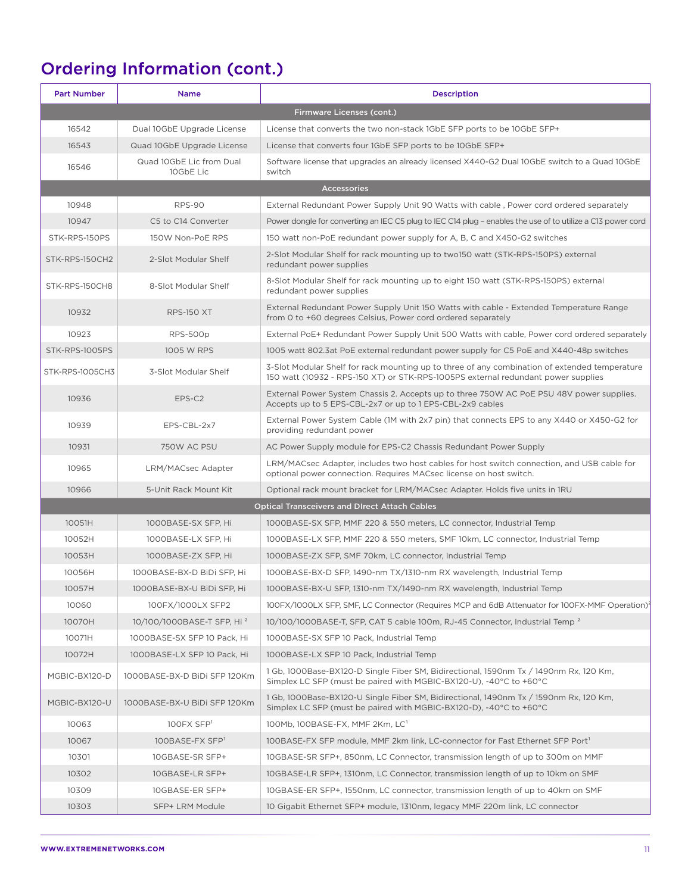## Ordering Information (cont.)

| Part Number | Name | Description |
|---|---|---|
| **Firmware Licenses (cont.)** | | |
| 16542 | Dual 10GbE Upgrade License | License that converts the two non-stack 1GbE SFP ports to be 10GbE SFP+ |
| 16543 | Quad 10GbE Upgrade License | License that converts four 1GbE SFP ports to be 10GbE SFP+ |
| 16546 | Quad 10GbE Lic from Dual 10GbE Lic | Software license that upgrades an already licensed X440-G2 Dual 10GbE switch to a Quad 10GbE switch |
| **Accessories** | | |
| 10948 | RPS-90 | External Redundant Power Supply Unit 90 Watts with cable , Power cord ordered separately |
| 10947 | C5 to C14 Converter | Power dongle for converting an IEC C5 plug to IEC C14 plug – enables the use of to utilize a C13 power cord |
| STK-RPS-150PS | 150W Non-PoE RPS | 150 watt non-PoE redundant power supply for A, B, C and X450-G2 switches |
| STK-RPS-150CH2 | 2-Slot Modular Shelf | 2-Slot Modular Shelf for rack mounting up to two150 watt (STK-RPS-150PS) external redundant power supplies |
| STK-RPS-150CH8 | 8-Slot Modular Shelf | 8-Slot Modular Shelf for rack mounting up to eight 150 watt (STK-RPS-150PS) external redundant power supplies |
| 10932 | RPS-150 XT | External Redundant Power Supply Unit 150 Watts with cable - Extended Temperature Range from 0 to +60 degrees Celsius, Power cord ordered separately |
| 10923 | RPS-500p | External PoE+ Redundant Power Supply Unit 500 Watts with cable, Power cord ordered separately |
| STK-RPS-1005PS | 1005 W RPS | 1005 watt 802.3at PoE external redundant power supply for C5 PoE and X440-48p switches |
| STK-RPS-1005CH3 | 3-Slot Modular Shelf | 3-Slot Modular Shelf for rack mounting up to three of any combination of extended temperature 150 watt (10932 - RPS-150 XT) or STK-RPS-1005PS external redundant power supplies |
| 10936 | EPS-C2 | External Power System Chassis 2. Accepts up to three 750W AC PoE PSU 48V power supplies. Accepts up to 5 EPS-CBL-2x7 or up to 1 EPS-CBL-2x9 cables |
| 10939 | EPS-CBL-2x7 | External Power System Cable (1M with 2x7 pin) that connects EPS to any X440 or X450-G2 for providing redundant power |
| 10931 | 750W AC PSU | AC Power Supply module for EPS-C2 Chassis Redundant Power Supply |
| 10965 | LRM/MACsec Adapter | LRM/MACsec Adapter, includes two host cables for host switch connection, and USB cable for optional power connection. Requires MACsec license on host switch. |
| 10966 | 5-Unit Rack Mount Kit | Optional rack mount bracket for LRM/MACsec Adapter. Holds five units in 1RU |
| **Optical Transceivers and DIrect Attach Cables** | | |
| 10051H | 1000BASE-SX SFP, Hi | 1000BASE-SX SFP, MMF 220 & 550 meters, LC connector, Industrial Temp |
| 10052H | 1000BASE-LX SFP, Hi | 1000BASE-LX SFP, MMF 220 & 550 meters, SMF 10km, LC connector, Industrial Temp |
| 10053H | 1000BASE-ZX SFP, Hi | 1000BASE-ZX SFP, SMF 70km, LC connector, Industrial Temp |
| 10056H | 1000BASE-BX-D BiDi SFP, Hi | 1000BASE-BX-D SFP, 1490-nm TX/1310-nm RX wavelength, Industrial Temp |
| 10057H | 1000BASE-BX-U BiDi SFP, Hi | 1000BASE-BX-U SFP, 1310-nm TX/1490-nm RX wavelength, Industrial Temp |
| 10060 | 100FX/1000LX SFP2 | 100FX/1000LX SFP, SMF, LC Connector (Requires MCP and 6dB Attenuator for 100FX-MMF Operation)[1] |
| 10070H | 10/100/1000BASE-T SFP, Hi [2] | 10/100/1000BASE-T, SFP, CAT 5 cable 100m, RJ-45 Connector, Industrial Temp [2] |
| 10071H | 1000BASE-SX SFP 10 Pack, Hi | 1000BASE-SX SFP 10 Pack, Industrial Temp |
| 10072H | 1000BASE-LX SFP 10 Pack, Hi | 1000BASE-LX SFP 10 Pack, Industrial Temp |
| MGBIC-BX120-D | 1000BASE-BX-D BiDi SFP 120Km | 1 Gb, 1000Base-BX120-D Single Fiber SM, Bidirectional, 1590nm Tx / 1490nm Rx, 120 Km, Simplex LC SFP (must be paired with MGBIC-BX120-U), -40°C to +60°C |
| MGBIC-BX120-U | 1000BASE-BX-U BiDi SFP 120Km | 1 Gb, 1000Base-BX120-U Single Fiber SM, Bidirectional, 1490nm Tx / 1590nm Rx, 120 Km, Simplex LC SFP (must be paired with MGBIC-BX120-D), -40°C to +60°C |
| 10063 | 100FX SFP[1] | 100Mb, 100BASE-FX, MMF 2Km, LC[1] |
| 10067 | 100BASE-FX SFP[1] | 100BASE-FX SFP module, MMF 2km link, LC-connector for Fast Ethernet SFP Port[1] |
| 10301 | 10GBASE-SR SFP+ | 10GBASE-SR SFP+, 850nm, LC Connector, transmission length of up to 300m on MMF |
| 10302 | 10GBASE-LR SFP+ | 10GBASE-LR SFP+, 1310nm, LC Connector, transmission length of up to 10km on SMF |
| 10309 | 10GBASE-ER SFP+ | 10GBASE-ER SFP+, 1550nm, LC connector, transmission length of up to 40km on SMF |
| 10303 | SFP+ LRM Module | 10 Gigabit Ethernet SFP+ module, 1310nm, legacy MMF 220m link, LC connector |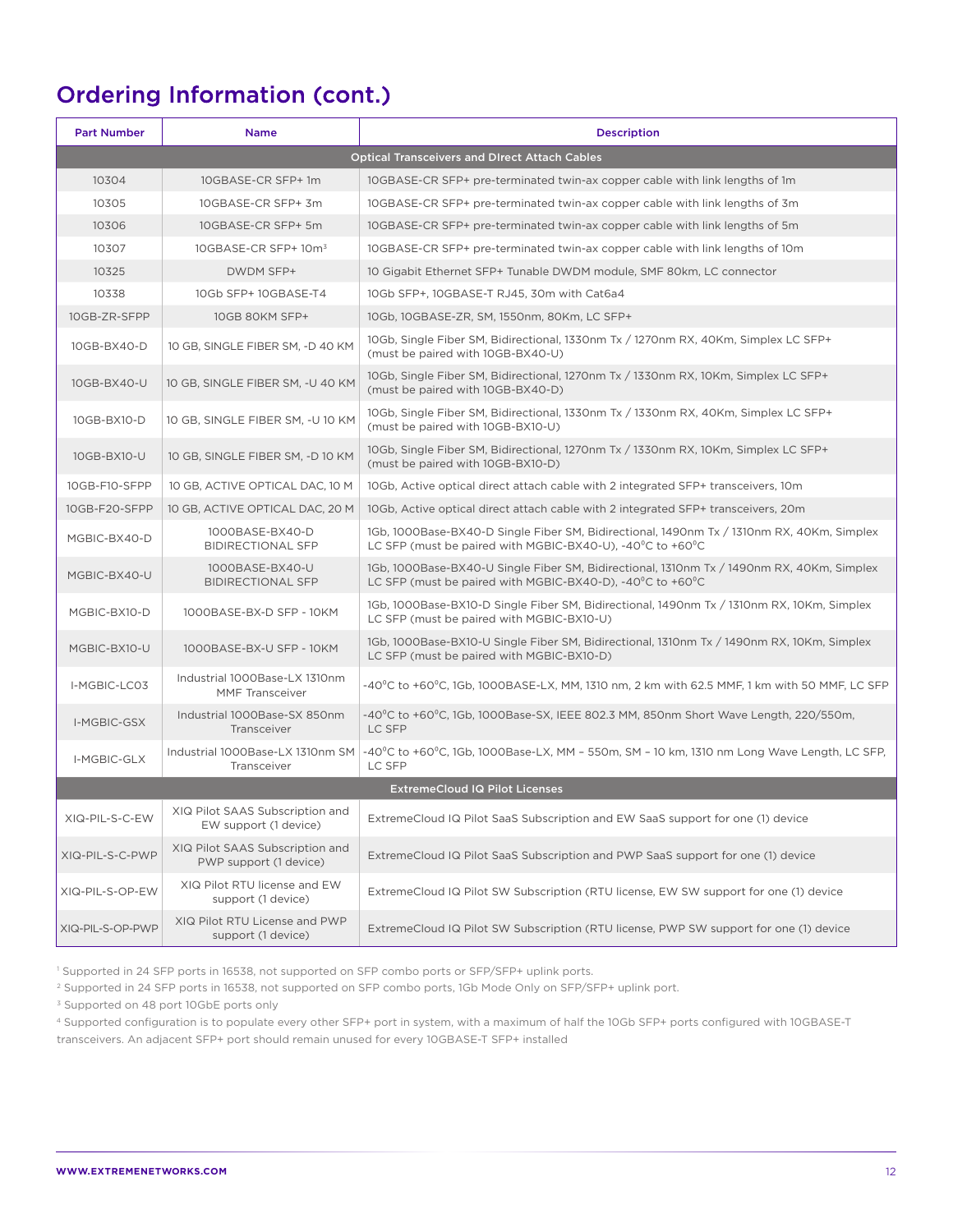## Ordering Information (cont.)

| Part Number | Name | Description |
| --- | --- | --- |
| **Optical Transceivers and DIrect Attach Cables** | | |
| 10304 | 10GBASE-CR SFP+ 1m | 10GBASE-CR SFP+ pre-terminated twin-ax copper cable with link lengths of 1m |
| 10305 | 10GBASE-CR SFP+ 3m | 10GBASE-CR SFP+ pre-terminated twin-ax copper cable with link lengths of 3m |
| 10306 | 10GBASE-CR SFP+ 5m | 10GBASE-CR SFP+ pre-terminated twin-ax copper cable with link lengths of 5m |
| 10307 | 10GBASE-CR SFP+ 10m[3] | 10GBASE-CR SFP+ pre-terminated twin-ax copper cable with link lengths of 10m |
| 10325 | DWDM SFP+ | 10 Gigabit Ethernet SFP+ Tunable DWDM module, SMF 80km, LC connector |
| 10338 | 10Gb SFP+ 10GBASE-T4 | 10Gb SFP+, 10GBASE-T RJ45, 30m with Cat6a4 |
| 10GB-ZR-SFPP | 10GB 80KM SFP+ | 10Gb, 10GBASE-ZR, SM, 1550nm, 80Km, LC SFP+ |
| 10GB-BX40-D | 10 GB, SINGLE FIBER SM, -D 40 KM | 10Gb, Single Fiber SM, Bidirectional, 1330nm Tx / 1270nm RX, 40Km, Simplex LC SFP+ (must be paired with 10GB-BX40-U) |
| 10GB-BX40-U | 10 GB, SINGLE FIBER SM, -U 40 KM | 10Gb, Single Fiber SM, Bidirectional, 1270nm Tx / 1330nm RX, 10Km, Simplex LC SFP+ (must be paired with 10GB-BX40-D) |
| 10GB-BX10-D | 10 GB, SINGLE FIBER SM, -U 10 KM | 10Gb, Single Fiber SM, Bidirectional, 1330nm Tx / 1330nm RX, 40Km, Simplex LC SFP+ (must be paired with 10GB-BX10-U) |
| 10GB-BX10-U | 10 GB, SINGLE FIBER SM, -D 10 KM | 10Gb, Single Fiber SM, Bidirectional, 1270nm Tx / 1330nm RX, 10Km, Simplex LC SFP+ (must be paired with 10GB-BX10-D) |
| 10GB-F10-SFPP | 10 GB, ACTIVE OPTICAL DAC, 10 M | 10Gb, Active optical direct attach cable with 2 integrated SFP+ transceivers, 10m |
| 10GB-F20-SFPP | 10 GB, ACTIVE OPTICAL DAC, 20 M | 10Gb, Active optical direct attach cable with 2 integrated SFP+ transceivers, 20m |
| MGBIC-BX40-D | 1000BASE-BX40-D BIDIRECTIONAL SFP | 1Gb, 1000Base-BX40-D Single Fiber SM, Bidirectional, 1490nm Tx / 1310nm RX, 40Km, Simplex LC SFP (must be paired with MGBIC-BX40-U), -40°C to +60°C |
| MGBIC-BX40-U | 1000BASE-BX40-U BIDIRECTIONAL SFP | 1Gb, 1000Base-BX40-U Single Fiber SM, Bidirectional, 1310nm Tx / 1490nm RX, 40Km, Simplex LC SFP (must be paired with MGBIC-BX40-D), -40°C to +60°C |
| MGBIC-BX10-D | 1000BASE-BX-D SFP - 10KM | 1Gb, 1000Base-BX10-D Single Fiber SM, Bidirectional, 1490nm Tx / 1310nm RX, 10Km, Simplex LC SFP (must be paired with MGBIC-BX10-U) |
| MGBIC-BX10-U | 1000BASE-BX-U SFP - 10KM | 1Gb, 1000Base-BX10-U Single Fiber SM, Bidirectional, 1310nm Tx / 1490nm RX, 10Km, Simplex LC SFP (must be paired with MGBIC-BX10-D) |
| I-MGBIC-LC03 | Industrial 1000Base-LX 1310nm MMF Transceiver | -40°C to +60°C, 1Gb, 1000BASE-LX, MM, 1310 nm, 2 km with 62.5 MMF, 1 km with 50 MMF, LC SFP |
| I-MGBIC-GSX | Industrial 1000Base-SX 850nm Transceiver | -40°C to +60°C, 1Gb, 1000Base-SX, IEEE 802.3 MM, 850nm Short Wave Length, 220/550m, LC SFP |
| I-MGBIC-GLX | Industrial 1000Base-LX 1310nm SM Transceiver | -40°C to +60°C, 1Gb, 1000Base-LX, MM – 550m, SM – 10 km, 1310 nm Long Wave Length, LC SFP, LC SFP |
| **ExtremeCloud IQ Pilot Licenses** | | |
| XIQ-PIL-S-C-EW | XIQ Pilot SAAS Subscription and EW support (1 device) | ExtremeCloud IQ Pilot SaaS Subscription and EW SaaS support for one (1) device |
| XIQ-PIL-S-C-PWP | XIQ Pilot SAAS Subscription and PWP support (1 device) | ExtremeCloud IQ Pilot SaaS Subscription and PWP SaaS support for one (1) device |
| XIQ-PIL-S-OP-EW | XIQ Pilot RTU license and EW support (1 device) | ExtremeCloud IQ Pilot SW Subscription (RTU license, EW SW support for one (1) device |
| XIQ-PIL-S-OP-PWP | XIQ Pilot RTU License and PWP support (1 device) | ExtremeCloud IQ Pilot SW Subscription (RTU license, PWP SW support for one (1) device |

[1] Supported in 24 SFP ports in 16538, not supported on SFP combo ports or SFP/SFP+ uplink ports.

[2] Supported in 24 SFP ports in 16538, not supported on SFP combo ports, 1Gb Mode Only on SFP/SFP+ uplink port.

[3] Supported on 48 port 10GbE ports only

[4] Supported configuration is to populate every other SFP+ port in system, with a maximum of half the 10Gb SFP+ ports configured with 10GBASE-T transceivers. An adjacent SFP+ port should remain unused for every 10GBASE-T SFP+ installed

WWW.EXTREMENETWORKS.COM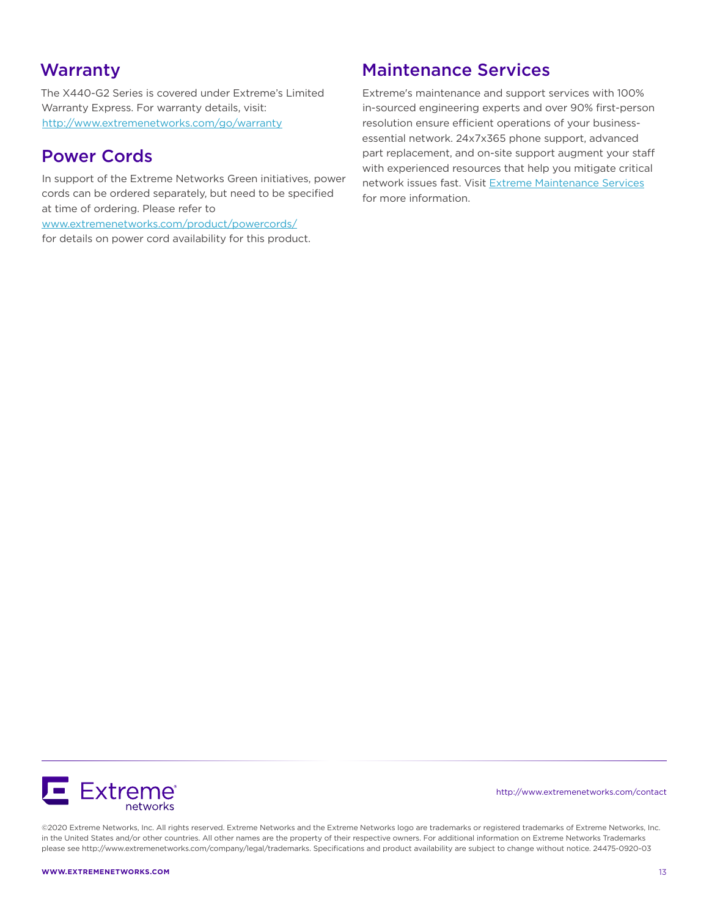## Warranty

The X440-G2 Series is covered under Extreme's Limited Warranty Express. For warranty details, visit: http://www.extremenetworks.com/go/warranty

## Power Cords

In support of the Extreme Networks Green initiatives, power cords can be ordered separately, but need to be specified at time of ordering. Please refer to www.extremenetworks.com/product/powercords/ for details on power cord availability for this product.

## Maintenance Services

Extreme's maintenance and support services with 100% in-sourced engineering experts and over 90% first-person resolution ensure efficient operations of your business-essential network. 24x7x365 phone support, advanced part replacement, and on-site support augment your staff with experienced resources that help you mitigate critical network issues fast. Visit Extreme Maintenance Services for more information.

Extreme networks

http://www.extremenetworks.com/contact

©2020 Extreme Networks, Inc. All rights reserved. Extreme Networks and the Extreme Networks logo are trademarks or registered trademarks of Extreme Networks, Inc. in the United States and/or other countries. All other names are the property of their respective owners. For additional information on Extreme Networks Trademarks please see http://www.extremenetworks.com/company/legal/trademarks. Specifications and product availability are subject to change without notice. 24475-0920-03